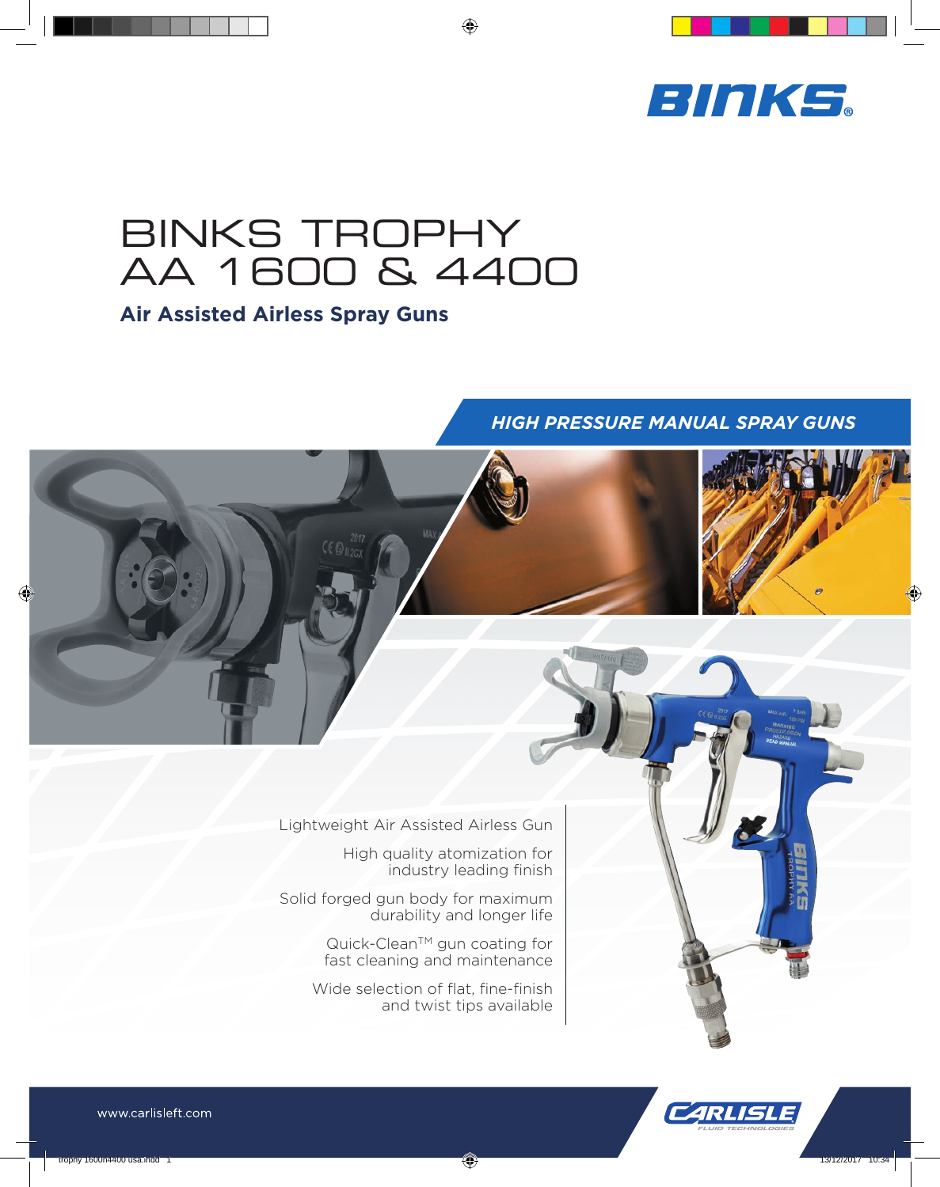BINKS

# BINKS TROPHY AA 1600 & 4400

## Air Assisted Airless Spray Guns

*HIGH PRESSURE MANUAL SPRAY GUNS*

Lightweight Air Assisted Airless Gun

High quality atomization for industry leading finish

Solid forged gun body for maximum durability and longer life

Quick-Clean™ gun coating for fast cleaning and maintenance

Wide selection of flat, fine-finish and twist tips available

www.carlisleft.com

CARLISLE FLUID TECHNOLOGIES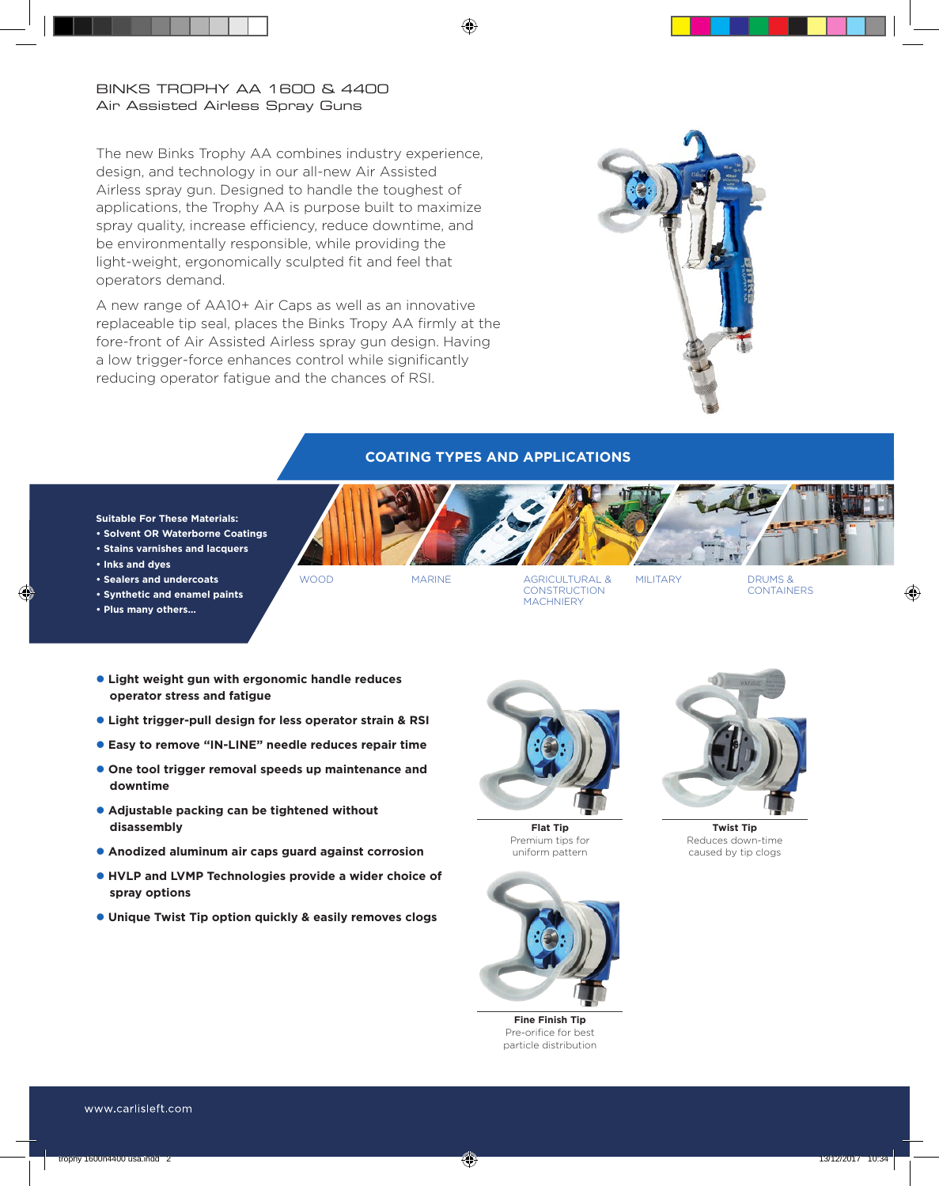# BINKS TROPHY AA 1600 & 4400

## Air Assisted Airless Spray Guns

The new Binks Trophy AA combines industry experience, design, and technology in our all-new Air Assisted Airless spray gun. Designed to handle the toughest of applications, the Trophy AA is purpose built to maximize spray quality, increase efficiency, reduce downtime, and be environmentally responsible, while providing the light-weight, ergonomically sculpted fit and feel that operators demand.

A new range of AA10+ Air Caps as well as an innovative replaceable tip seal, places the Binks Tropy AA firmly at the fore-front of Air Assisted Airless spray gun design. Having a low trigger-force enhances control while significantly reducing operator fatigue and the chances of RSI.

## COATING TYPES AND APPLICATIONS

**Suitable For These Materials:**

- **Solvent OR Waterborne Coatings**
- **Stains varnishes and lacquers**
- **Inks and dyes**
- **Sealers and undercoats**
- **Synthetic and enamel paints**
- **Plus many others...**

WOOD

MARINE

AGRICULTURAL & CONSTRUCTION MACHNIERY

MILITARY

DRUMS & CONTAINERS

- **Light weight gun with ergonomic handle reduces operator stress and fatigue**
- **Light trigger-pull design for less operator strain & RSI**
- **Easy to remove "IN-LINE" needle reduces repair time**
- **One tool trigger removal speeds up maintenance and downtime**
- **Adjustable packing can be tightened without disassembly**
- **Anodized aluminum air caps guard against corrosion**
- **HVLP and LVMP Technologies provide a wider choice of spray options**
- **Unique Twist Tip option quickly & easily removes clogs**

**Flat Tip**
Premium tips for uniform pattern

**Twist Tip**
Reduces down-time caused by tip clogs

**Fine Finish Tip**
Pre-orifice for best particle distribution

www.carlisleft.com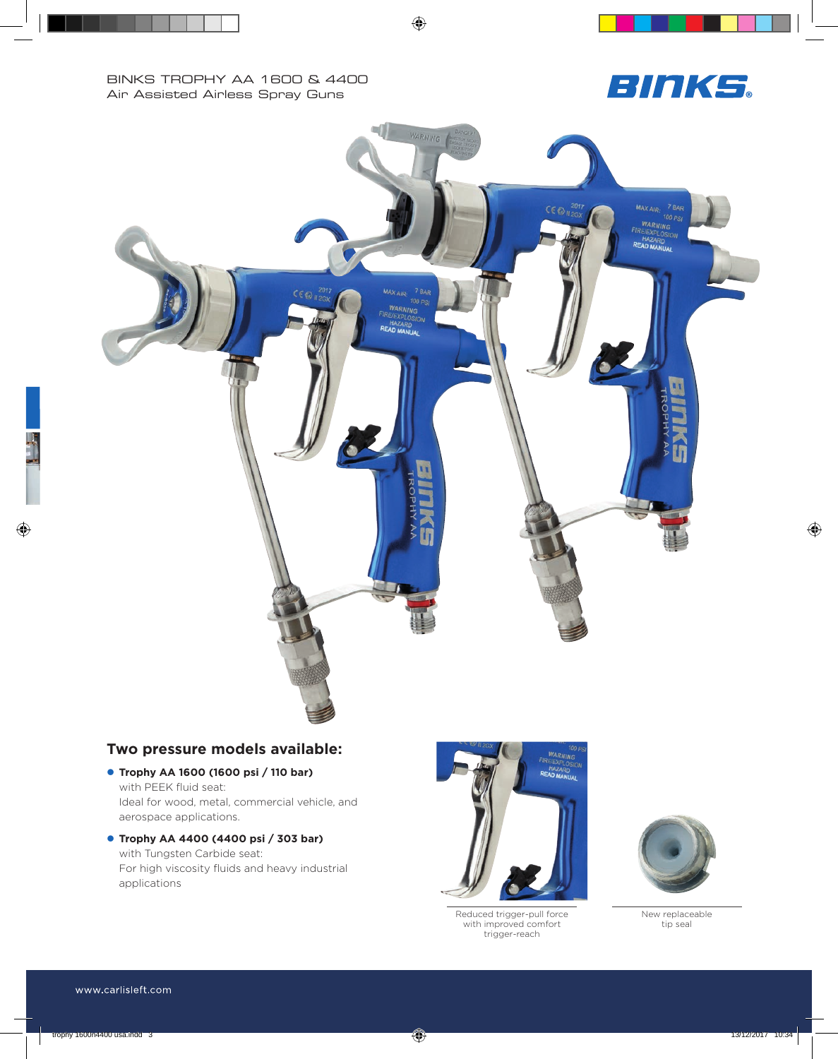BINKS TROPHY AA 1600 & 4400
Air Assisted Airless Spray Guns

## Two pressure models available:

- **Trophy AA 1600 (1600 psi / 110 bar)**
  with PEEK fluid seat:
  Ideal for wood, metal, commercial vehicle, and aerospace applications.
- **Trophy AA 4400 (4400 psi / 303 bar)**
  with Tungsten Carbide seat:
  For high viscosity fluids and heavy industrial applications

Reduced trigger-pull force with improved comfort trigger-reach

New replaceable tip seal

www.carlisleft.com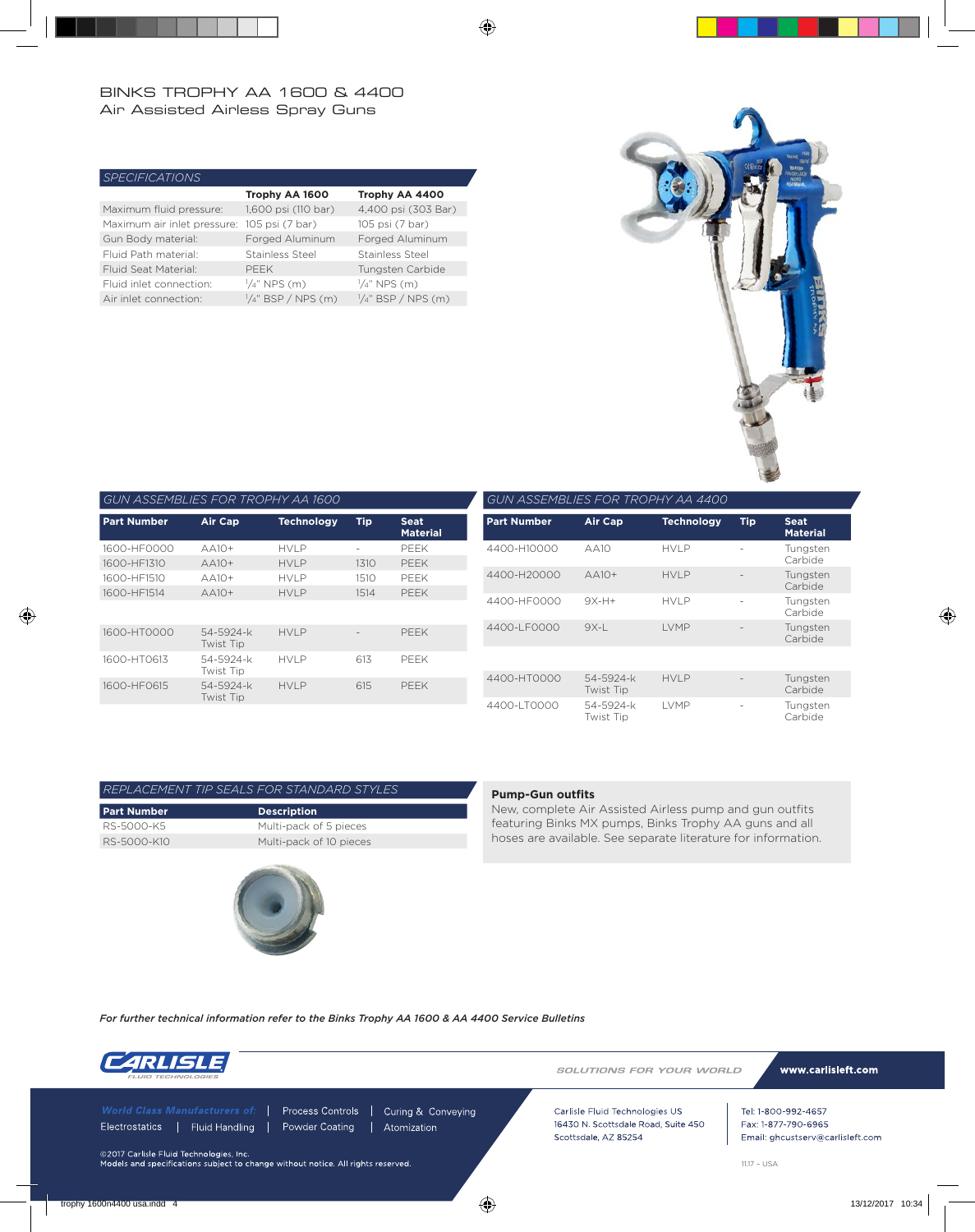# BINKS TROPHY AA 1600 & 4400

## Air Assisted Airless Spray Guns

### SPECIFICATIONS

| | Trophy AA 1600 | Trophy AA 4400 |
|---|---|---|
| Maximum fluid pressure: | 1,600 psi (110 bar) | 4,400 psi (303 Bar) |
| Maximum air inlet pressure: | 105 psi (7 bar) | 105 psi (7 bar) |
| Gun Body material: | Forged Aluminum | Forged Aluminum |
| Fluid Path material: | Stainless Steel | Stainless Steel |
| Fluid Seat Material: | PEEK | Tungsten Carbide |
| Fluid inlet connection: | 1/4" NPS (m) | 1/4" NPS (m) |
| Air inlet connection: | 1/4" BSP / NPS (m) | 1/4" BSP / NPS (m) |

### GUN ASSEMBLIES FOR TROPHY AA 1600

| Part Number | Air Cap | Technology | Tip | Seat Material |
|---|---|---|---|---|
| 1600-HF0000 | AA10+ | HVLP | - | PEEK |
| 1600-HF1310 | AA10+ | HVLP | 1310 | PEEK |
| 1600-HF1510 | AA10+ | HVLP | 1510 | PEEK |
| 1600-HF1514 | AA10+ | HVLP | 1514 | PEEK |
| 1600-HT0000 | 54-5924-k Twist Tip | HVLP | - | PEEK |
| 1600-HT0613 | 54-5924-k Twist Tip | HVLP | 613 | PEEK |
| 1600-HF0615 | 54-5924-k Twist Tip | HVLP | 615 | PEEK |

### GUN ASSEMBLIES FOR TROPHY AA 4400

| Part Number | Air Cap | Technology | Tip | Seat Material |
|---|---|---|---|---|
| 4400-H10000 | AA10 | HVLP | - | Tungsten Carbide |
| 4400-H20000 | AA10+ | HVLP | - | Tungsten Carbide |
| 4400-HF0000 | 9X-H+ | HVLP | - | Tungsten Carbide |
| 4400-LF0000 | 9X-L | LVMP | - | Tungsten Carbide |
| 4400-HT0000 | 54-5924-k Twist Tip | HVLP | - | Tungsten Carbide |
| 4400-LT0000 | 54-5924-k Twist Tip | LVMP | - | Tungsten Carbide |

### REPLACEMENT TIP SEALS FOR STANDARD STYLES

| Part Number | Description |
|---|---|
| RS-5000-K5 | Multi-pack of 5 pieces |
| RS-5000-K10 | Multi-pack of 10 pieces |

**Pump-Gun outfits**

New, complete Air Assisted Airless pump and gun outfits featuring Binks MX pumps, Binks Trophy AA guns and all hoses are available. See separate literature for information.

***For further technical information refer to the Binks Trophy AA 1600 & AA 4400 Service Bulletins***

CARLISLE FLUID TECHNOLOGIES

SOLUTIONS FOR YOUR WORLD

www.carlisleft.com

*World Class Manufacturers of:* | Process Controls | Curing & Conveying
Electrostatics | Fluid Handling | Powder Coating | Atomization

©2017 Carlisle Fluid Technologies, Inc.
Models and specifications subject to change without notice. All rights reserved.

Carlisle Fluid Technologies US
16430 N. Scottsdale Road, Suite 450
Scottsdale, AZ 85254

Tel: 1-800-992-4657
Fax: 1-877-790-6965
Email: ghcustserv@carlisleft.com

11.17 - USA